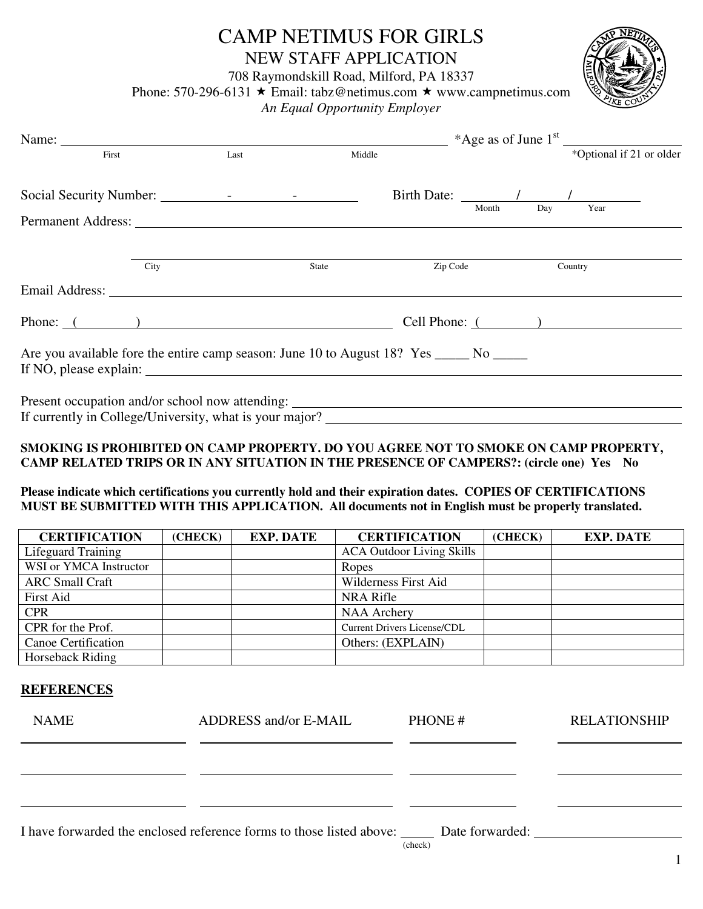# CAMP NETIMUS FOR GIRLS

## NEW STAFF APPLICATION

708 Raymondskill Road, Milford, PA 18337
Phone: 570-296-6131 ★ Email: tabz@netimus.com ★ www.campnetimus.com
*An Equal Opportunity Employer*

Name: ______________________________________________ *Age as of June 1st __________
First Last Middle *Optional if 21 or older

Social Security Number: ______-______-______ Birth Date: ______/______/______
Month Day Year

Permanent Address: ________________________________________________

________________________________________________
City State Zip Code Country

Email Address: ________________________________________________

Phone: (______) ______________________ Cell Phone: (______) ______________________

Are you available fore the entire camp season: June 10 to August 18? Yes _____ No _____
If NO, please explain: ________________________________________________

Present occupation and/or school now attending: ________________________________
If currently in College/University, what is your major? ________________________________

**SMOKING IS PROHIBITED ON CAMP PROPERTY. DO YOU AGREE NOT TO SMOKE ON CAMP PROPERTY, CAMP RELATED TRIPS OR IN ANY SITUATION IN THE PRESENCE OF CAMPERS?: (circle one) Yes No**

**Please indicate which certifications you currently hold and their expiration dates. COPIES OF CERTIFICATIONS MUST BE SUBMITTED WITH THIS APPLICATION. All documents not in English must be properly translated.**

| CERTIFICATION | (CHECK) | EXP. DATE | CERTIFICATION | (CHECK) | EXP. DATE |
|---|---|---|---|---|---|
| Lifeguard Training | | | ACA Outdoor Living Skills | | |
| WSI or YMCA Instructor | | | Ropes | | |
| ARC Small Craft | | | Wilderness First Aid | | |
| First Aid | | | NRA Rifle | | |
| CPR | | | NAA Archery | | |
| CPR for the Prof. | | | Current Drivers License/CDL | | |
| Canoe Certification | | | Others: (EXPLAIN) | | |
| Horseback Riding | | | | | |

## REFERENCES

| NAME | ADDRESS and/or E-MAIL | PHONE # | RELATIONSHIP |
|---|---|---|---|
| | | | |
| | | | |
| | | | |

I have forwarded the enclosed reference forms to those listed above: _____ Date forwarded: ______________
(check)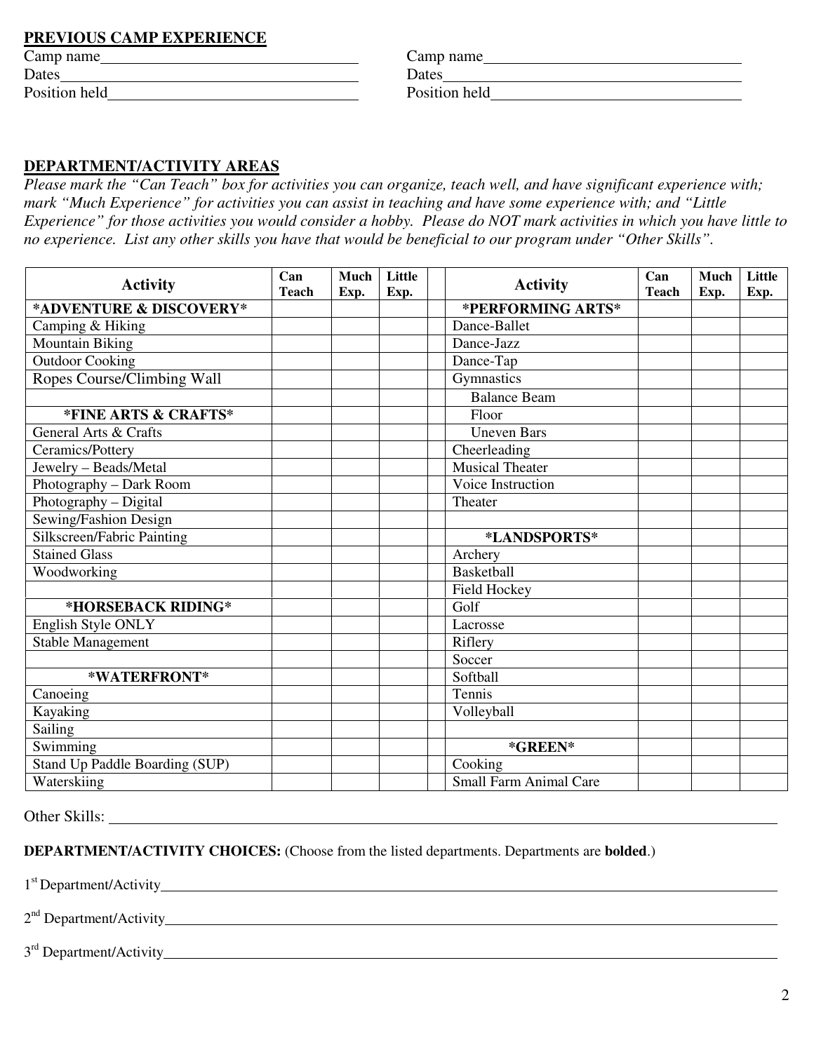## PREVIOUS CAMP EXPERIENCE

Camp name\_\_\_\_\_\_\_\_\_\_\_\_\_\_\_\_\_\_\_\_\_\_\_\_\_\_\_\_\_\_\_\_\_
Dates\_\_\_\_\_\_\_\_\_\_\_\_\_\_\_\_\_\_\_\_\_\_\_\_\_\_\_\_\_\_\_\_\_\_\_\_\_
Position held\_\_\_\_\_\_\_\_\_\_\_\_\_\_\_\_\_\_\_\_\_\_\_\_\_\_\_\_\_\_\_

Camp name\_\_\_\_\_\_\_\_\_\_\_\_\_\_\_\_\_\_\_\_\_\_\_\_\_\_\_\_\_\_\_\_\_
Dates\_\_\_\_\_\_\_\_\_\_\_\_\_\_\_\_\_\_\_\_\_\_\_\_\_\_\_\_\_\_\_\_\_\_\_\_\_
Position held\_\_\_\_\_\_\_\_\_\_\_\_\_\_\_\_\_\_\_\_\_\_\_\_\_\_\_\_\_\_\_

## DEPARTMENT/ACTIVITY AREAS

*Please mark the "Can Teach" box for activities you can organize, teach well, and have significant experience with; mark "Much Experience" for activities you can assist in teaching and have some experience with; and "Little Experience" for those activities you would consider a hobby. Please do NOT mark activities in which you have little to no experience. List any other skills you have that would be beneficial to our program under "Other Skills".*

| Activity | Can Teach | Much Exp. | Little Exp. | | Activity | Can Teach | Much Exp. | Little Exp. |
|---|---|---|---|---|---|---|---|---|
| **\*ADVENTURE & DISCOVERY\*** | | | | | **\*PERFORMING ARTS\*** | | | |
| Camping & Hiking | | | | | Dance-Ballet | | | |
| Mountain Biking | | | | | Dance-Jazz | | | |
| Outdoor Cooking | | | | | Dance-Tap | | | |
| Ropes Course/Climbing Wall | | | | | Gymnastics | | | |
| | | | | | Balance Beam | | | |
| **\*FINE ARTS & CRAFTS\*** | | | | | Floor | | | |
| General Arts & Crafts | | | | | Uneven Bars | | | |
| Ceramics/Pottery | | | | | Cheerleading | | | |
| Jewelry – Beads/Metal | | | | | Musical Theater | | | |
| Photography – Dark Room | | | | | Voice Instruction | | | |
| Photography – Digital | | | | | Theater | | | |
| Sewing/Fashion Design | | | | | | | | |
| Silkscreen/Fabric Painting | | | | | **\*LANDSPORTS\*** | | | |
| Stained Glass | | | | | Archery | | | |
| Woodworking | | | | | Basketball | | | |
| | | | | | Field Hockey | | | |
| **\*HORSEBACK RIDING\*** | | | | | Golf | | | |
| English Style ONLY | | | | | Lacrosse | | | |
| Stable Management | | | | | Riflery | | | |
| | | | | | Soccer | | | |
| **\*WATERFRONT\*** | | | | | Softball | | | |
| Canoeing | | | | | Tennis | | | |
| Kayaking | | | | | Volleyball | | | |
| Sailing | | | | | | | | |
| Swimming | | | | | **\*GREEN\*** | | | |
| Stand Up Paddle Boarding (SUP) | | | | | Cooking | | | |
| Waterskiing | | | | | Small Farm Animal Care | | | |

Other Skills: \_\_\_\_\_\_\_\_\_\_\_\_\_\_\_\_\_\_\_\_\_\_\_\_\_\_\_\_\_\_\_\_\_\_\_\_\_\_\_\_\_\_\_\_\_\_\_\_\_\_\_\_\_\_\_\_\_\_\_\_\_\_\_\_

**DEPARTMENT/ACTIVITY CHOICES:** (Choose from the listed departments. Departments are **bolded**.)

1st Department/Activity\_\_\_\_\_\_\_\_\_\_\_\_\_\_\_\_\_\_\_\_\_\_\_\_\_\_\_\_\_\_\_\_\_\_\_\_\_\_\_\_\_\_\_\_\_\_\_\_\_\_\_\_\_\_\_\_\_\_

2nd Department/Activity\_\_\_\_\_\_\_\_\_\_\_\_\_\_\_\_\_\_\_\_\_\_\_\_\_\_\_\_\_\_\_\_\_\_\_\_\_\_\_\_\_\_\_\_\_\_\_\_\_\_\_\_\_\_\_\_\_\_

3rd Department/Activity\_\_\_\_\_\_\_\_\_\_\_\_\_\_\_\_\_\_\_\_\_\_\_\_\_\_\_\_\_\_\_\_\_\_\_\_\_\_\_\_\_\_\_\_\_\_\_\_\_\_\_\_\_\_\_\_\_\_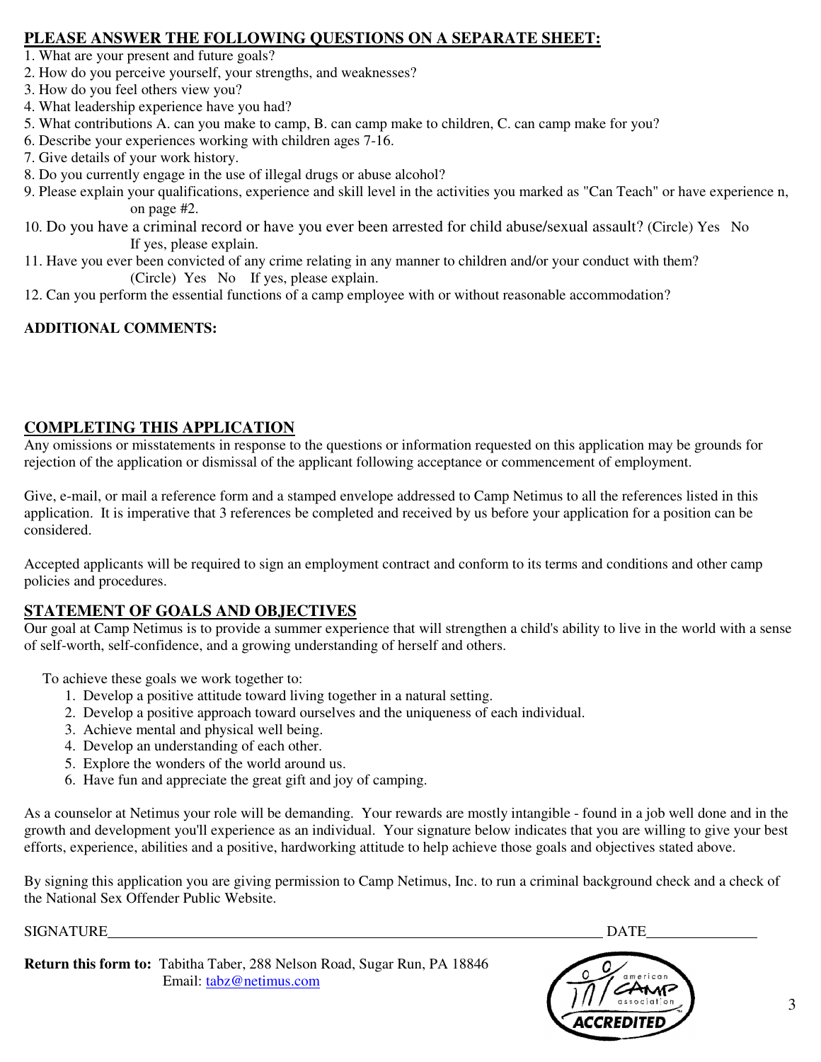## PLEASE ANSWER THE FOLLOWING QUESTIONS ON A SEPARATE SHEET:

1. What are your present and future goals?
2. How do you perceive yourself, your strengths, and weaknesses?
3. How do you feel others view you?
4. What leadership experience have you had?
5. What contributions A. can you make to camp, B. can camp make to children, C. can camp make for you?
6. Describe your experiences working with children ages 7-16.
7. Give details of your work history.
8. Do you currently engage in the use of illegal drugs or abuse alcohol?
9. Please explain your qualifications, experience and skill level in the activities you marked as "Can Teach" or have experience n, on page #2.
10. Do you have a criminal record or have you ever been arrested for child abuse/sexual assault? (Circle) Yes No If yes, please explain.
11. Have you ever been convicted of any crime relating in any manner to children and/or your conduct with them? (Circle) Yes No If yes, please explain.
12. Can you perform the essential functions of a camp employee with or without reasonable accommodation?

**ADDITIONAL COMMENTS:**

## COMPLETING THIS APPLICATION

Any omissions or misstatements in response to the questions or information requested on this application may be grounds for rejection of the application or dismissal of the applicant following acceptance or commencement of employment.

Give, e-mail, or mail a reference form and a stamped envelope addressed to Camp Netimus to all the references listed in this application. It is imperative that 3 references be completed and received by us before your application for a position can be considered.

Accepted applicants will be required to sign an employment contract and conform to its terms and conditions and other camp policies and procedures.

## STATEMENT OF GOALS AND OBJECTIVES

Our goal at Camp Netimus is to provide a summer experience that will strengthen a child's ability to live in the world with a sense of self-worth, self-confidence, and a growing understanding of herself and others.

To achieve these goals we work together to:

1. Develop a positive attitude toward living together in a natural setting.
2. Develop a positive approach toward ourselves and the uniqueness of each individual.
3. Achieve mental and physical well being.
4. Develop an understanding of each other.
5. Explore the wonders of the world around us.
6. Have fun and appreciate the great gift and joy of camping.

As a counselor at Netimus your role will be demanding. Your rewards are mostly intangible - found in a job well done and in the growth and development you'll experience as an individual. Your signature below indicates that you are willing to give your best efforts, experience, abilities and a positive, hardworking attitude to help achieve those goals and objectives stated above.

By signing this application you are giving permission to Camp Netimus, Inc. to run a criminal background check and a check of the National Sex Offender Public Website.

SIGNATURE\_\_\_\_\_\_\_\_\_\_\_\_\_\_\_\_\_\_\_\_\_\_\_\_\_\_\_\_\_\_\_\_\_\_\_\_\_\_\_\_\_\_\_\_\_\_\_\_ DATE\_\_\_\_\_\_\_\_\_\_\_\_

**Return this form to:** Tabitha Taber, 288 Nelson Road, Sugar Run, PA 18846
Email: tabz@netimus.com

american CAMP association ACCREDITED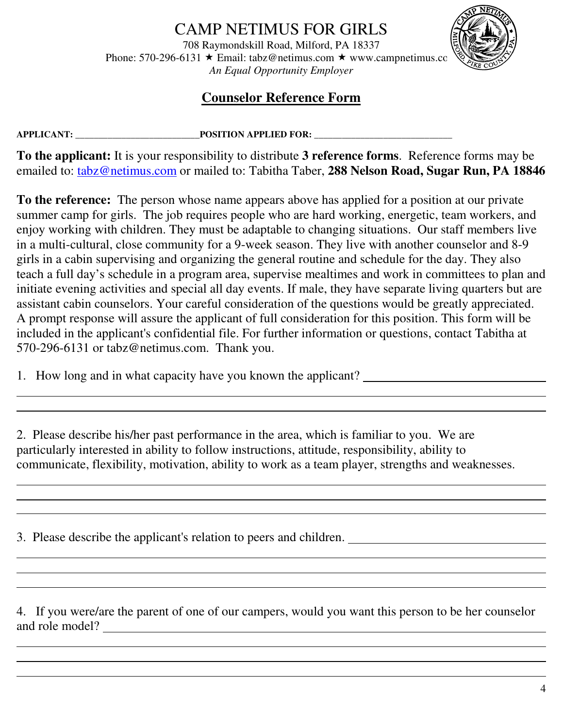# CAMP NETIMUS FOR GIRLS

708 Raymondskill Road, Milford, PA 18337
Phone: 570-296-6131 ★ Email: tabz@netimus.com ★ www.campnetimus.co
*An Equal Opportunity Employer*

## Counselor Reference Form

**APPLICANT:** _________________________ **POSITION APPLIED FOR:** ____________________________

**To the applicant:** It is your responsibility to distribute **3 reference forms**. Reference forms may be emailed to: tabz@netimus.com or mailed to: Tabitha Taber, **288 Nelson Road, Sugar Run, PA 18846**

**To the reference:** The person whose name appears above has applied for a position at our private summer camp for girls. The job requires people who are hard working, energetic, team workers, and enjoy working with children. They must be adaptable to changing situations. Our staff members live in a multi-cultural, close community for a 9-week season. They live with another counselor and 8-9 girls in a cabin supervising and organizing the general routine and schedule for the day. They also teach a full day's schedule in a program area, supervise mealtimes and work in committees to plan and initiate evening activities and special all day events. If male, they have separate living quarters but are assistant cabin counselors. Your careful consideration of the questions would be greatly appreciated. A prompt response will assure the applicant of full consideration for this position. This form will be included in the applicant's confidential file. For further information or questions, contact Tabitha at 570-296-6131 or tabz@netimus.com. Thank you.

1. How long and in what capacity have you known the applicant? ______________________________

_____________________________________________________________________________

_____________________________________________________________________________

2. Please describe his/her past performance in the area, which is familiar to you. We are particularly interested in ability to follow instructions, attitude, responsibility, ability to communicate, flexibility, motivation, ability to work as a team player, strengths and weaknesses.

_____________________________________________________________________________

_____________________________________________________________________________

_____________________________________________________________________________

3. Please describe the applicant's relation to peers and children. ______________________________

_____________________________________________________________________________

_____________________________________________________________________________

_____________________________________________________________________________

4. If you were/are the parent of one of our campers, would you want this person to be her counselor and role model? ______________________________________________________________

_____________________________________________________________________________

_____________________________________________________________________________

_____________________________________________________________________________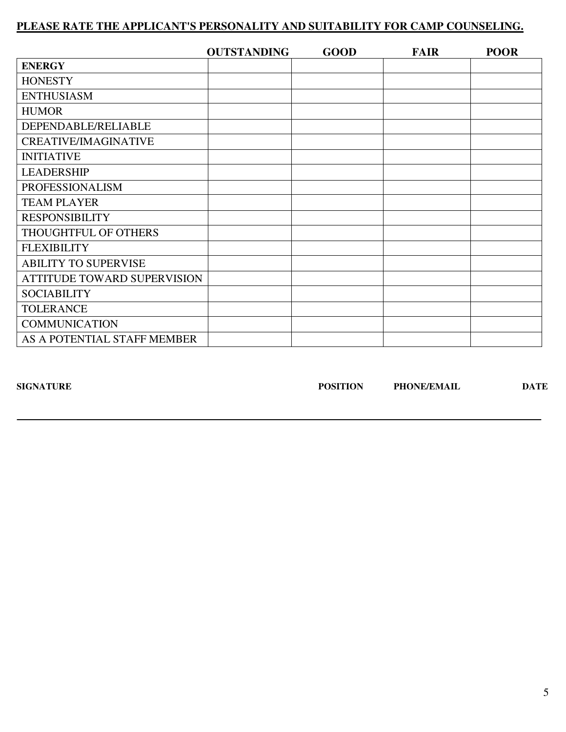**PLEASE RATE THE APPLICANT'S PERSONALITY AND SUITABILITY FOR CAMP COUNSELING.**

| | OUTSTANDING | GOOD | FAIR | POOR |
|---|---|---|---|---|
| **ENERGY** | | | | |
| HONESTY | | | | |
| ENTHUSIASM | | | | |
| HUMOR | | | | |
| DEPENDABLE/RELIABLE | | | | |
| CREATIVE/IMAGINATIVE | | | | |
| INITIATIVE | | | | |
| LEADERSHIP | | | | |
| PROFESSIONALISM | | | | |
| TEAM PLAYER | | | | |
| RESPONSIBILITY | | | | |
| THOUGHTFUL OF OTHERS | | | | |
| FLEXIBILITY | | | | |
| ABILITY TO SUPERVISE | | | | |
| ATTITUDE TOWARD SUPERVISION | | | | |
| SOCIABILITY | | | | |
| TOLERANCE | | | | |
| COMMUNICATION | | | | |
| AS A POTENTIAL STAFF MEMBER | | | | |

**SIGNATURE** **POSITION** **PHONE/EMAIL** **DATE**

---